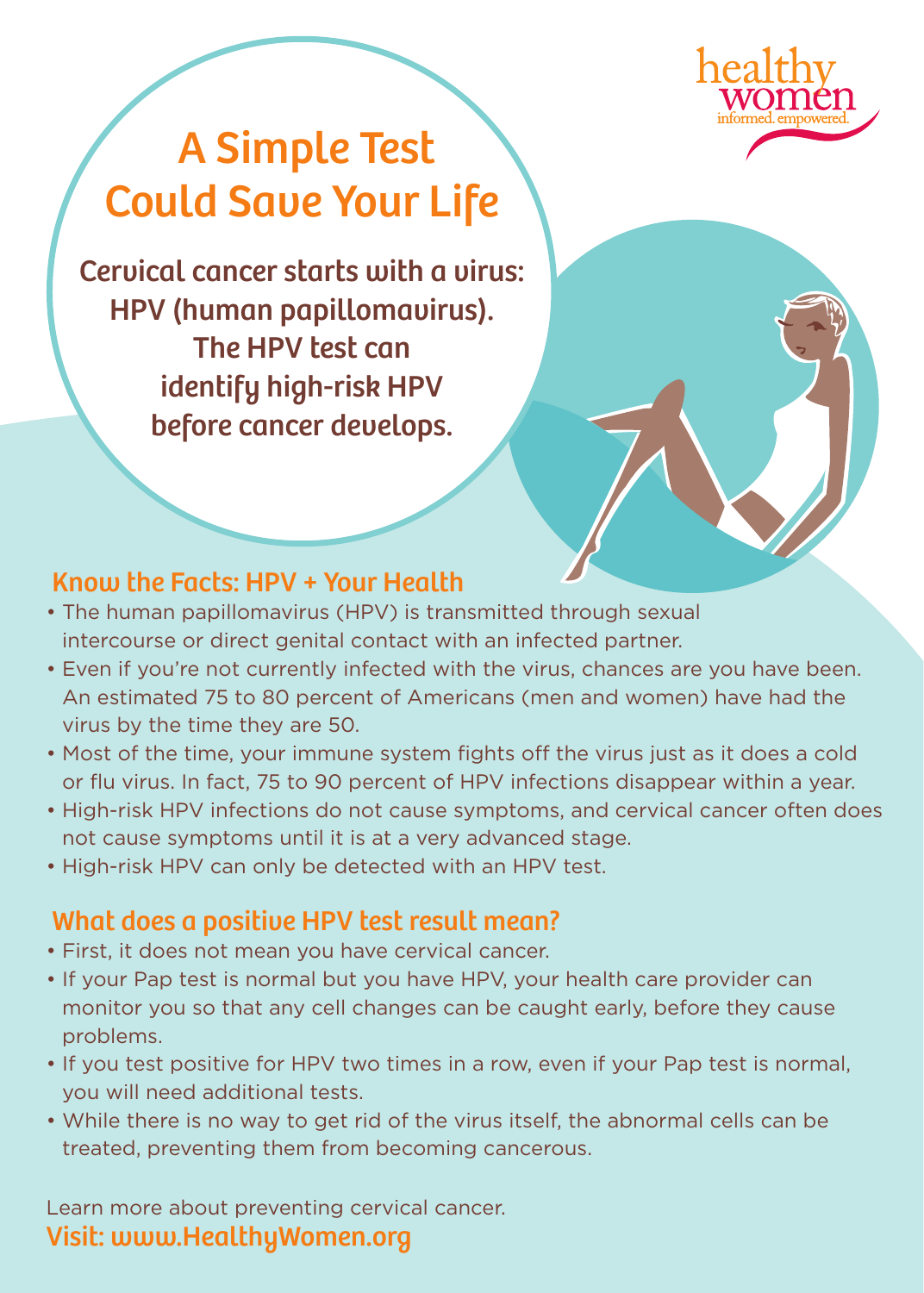healthy women
informed. empowered.

# A Simple Test Could Save Your Life

**Cervical cancer starts with a virus: HPV (human papillomavirus). The HPV test can identify high-risk HPV before cancer develops.**

## Know the Facts: HPV + Your Health

- The human papillomavirus (HPV) is transmitted through sexual intercourse or direct genital contact with an infected partner.
- Even if you're not currently infected with the virus, chances are you have been. An estimated 75 to 80 percent of Americans (men and women) have had the virus by the time they are 50.
- Most of the time, your immune system fights off the virus just as it does a cold or flu virus. In fact, 75 to 90 percent of HPV infections disappear within a year.
- High-risk HPV infections do not cause symptoms, and cervical cancer often does not cause symptoms until it is at a very advanced stage.
- High-risk HPV can only be detected with an HPV test.

## What does a positive HPV test result mean?

- First, it does not mean you have cervical cancer.
- If your Pap test is normal but you have HPV, your health care provider can monitor you so that any cell changes can be caught early, before they cause problems.
- If you test positive for HPV two times in a row, even if your Pap test is normal, you will need additional tests.
- While there is no way to get rid of the virus itself, the abnormal cells can be treated, preventing them from becoming cancerous.

Learn more about preventing cervical cancer.
Visit: www.HealthyWomen.org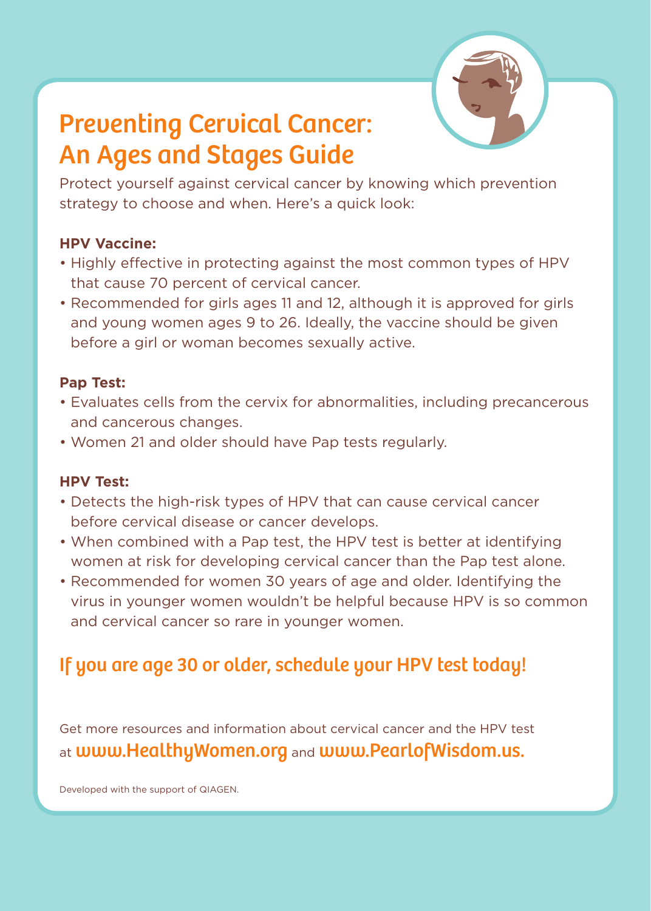# Preventing Cervical Cancer: An Ages and Stages Guide

Protect yourself against cervical cancer by knowing which prevention strategy to choose and when. Here's a quick look:

**HPV Vaccine:**

- Highly effective in protecting against the most common types of HPV that cause 70 percent of cervical cancer.
- Recommended for girls ages 11 and 12, although it is approved for girls and young women ages 9 to 26. Ideally, the vaccine should be given before a girl or woman becomes sexually active.

**Pap Test:**

- Evaluates cells from the cervix for abnormalities, including precancerous and cancerous changes.
- Women 21 and older should have Pap tests regularly.

**HPV Test:**

- Detects the high-risk types of HPV that can cause cervical cancer before cervical disease or cancer develops.
- When combined with a Pap test, the HPV test is better at identifying women at risk for developing cervical cancer than the Pap test alone.
- Recommended for women 30 years of age and older. Identifying the virus in younger women wouldn't be helpful because HPV is so common and cervical cancer so rare in younger women.

## If you are age 30 or older, schedule your HPV test today!

Get more resources and information about cervical cancer and the HPV test at **www.HealthyWomen.org** and **www.PearlofWisdom.us.**

Developed with the support of QIAGEN.